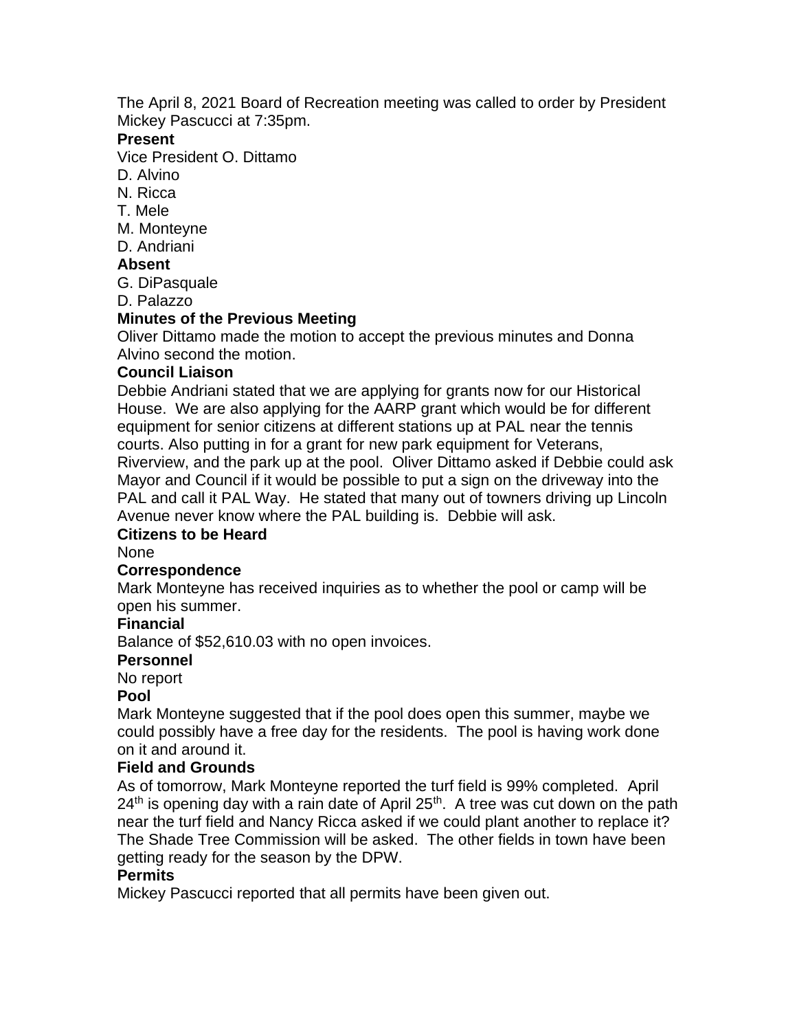The April 8, 2021 Board of Recreation meeting was called to order by President Mickey Pascucci at 7:35pm.

**Present**

Vice President O. Dittamo
D. Alvino
N. Ricca
T. Mele
M. Monteyne
D. Andriani

**Absent**

G. DiPasquale
D. Palazzo

**Minutes of the Previous Meeting**

Oliver Dittamo made the motion to accept the previous minutes and Donna Alvino second the motion.

**Council Liaison**

Debbie Andriani stated that we are applying for grants now for our Historical House. We are also applying for the AARP grant which would be for different equipment for senior citizens at different stations up at PAL near the tennis courts. Also putting in for a grant for new park equipment for Veterans, Riverview, and the park up at the pool. Oliver Dittamo asked if Debbie could ask Mayor and Council if it would be possible to put a sign on the driveway into the PAL and call it PAL Way. He stated that many out of towners driving up Lincoln Avenue never know where the PAL building is. Debbie will ask.

**Citizens to be Heard**

None

**Correspondence**

Mark Monteyne has received inquiries as to whether the pool or camp will be open his summer.

**Financial**

Balance of $52,610.03 with no open invoices.

**Personnel**

No report

**Pool**

Mark Monteyne suggested that if the pool does open this summer, maybe we could possibly have a free day for the residents. The pool is having work done on it and around it.

**Field and Grounds**

As of tomorrow, Mark Monteyne reported the turf field is 99% completed. April 24th is opening day with a rain date of April 25th. A tree was cut down on the path near the turf field and Nancy Ricca asked if we could plant another to replace it? The Shade Tree Commission will be asked. The other fields in town have been getting ready for the season by the DPW.

**Permits**

Mickey Pascucci reported that all permits have been given out.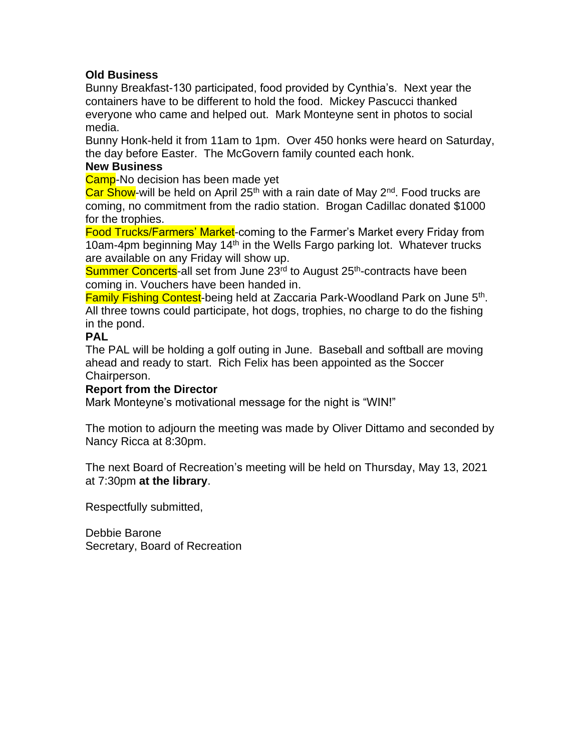**Old Business**

Bunny Breakfast-130 participated, food provided by Cynthia's. Next year the containers have to be different to hold the food. Mickey Pascucci thanked everyone who came and helped out. Mark Monteyne sent in photos to social media.

Bunny Honk-held it from 11am to 1pm. Over 450 honks were heard on Saturday, the day before Easter. The McGovern family counted each honk.

**New Business**

Camp-No decision has been made yet

Car Show-will be held on April 25th with a rain date of May 2nd. Food trucks are coming, no commitment from the radio station. Brogan Cadillac donated $1000 for the trophies.

Food Trucks/Farmers' Market-coming to the Farmer's Market every Friday from 10am-4pm beginning May 14th in the Wells Fargo parking lot. Whatever trucks are available on any Friday will show up.

Summer Concerts-all set from June 23rd to August 25th-contracts have been coming in. Vouchers have been handed in.

Family Fishing Contest-being held at Zaccaria Park-Woodland Park on June 5th. All three towns could participate, hot dogs, trophies, no charge to do the fishing in the pond.

**PAL**

The PAL will be holding a golf outing in June. Baseball and softball are moving ahead and ready to start. Rich Felix has been appointed as the Soccer Chairperson.

**Report from the Director**

Mark Monteyne's motivational message for the night is "WIN!"

The motion to adjourn the meeting was made by Oliver Dittamo and seconded by Nancy Ricca at 8:30pm.

The next Board of Recreation's meeting will be held on Thursday, May 13, 2021 at 7:30pm **at the library**.

Respectfully submitted,

Debbie Barone
Secretary, Board of Recreation